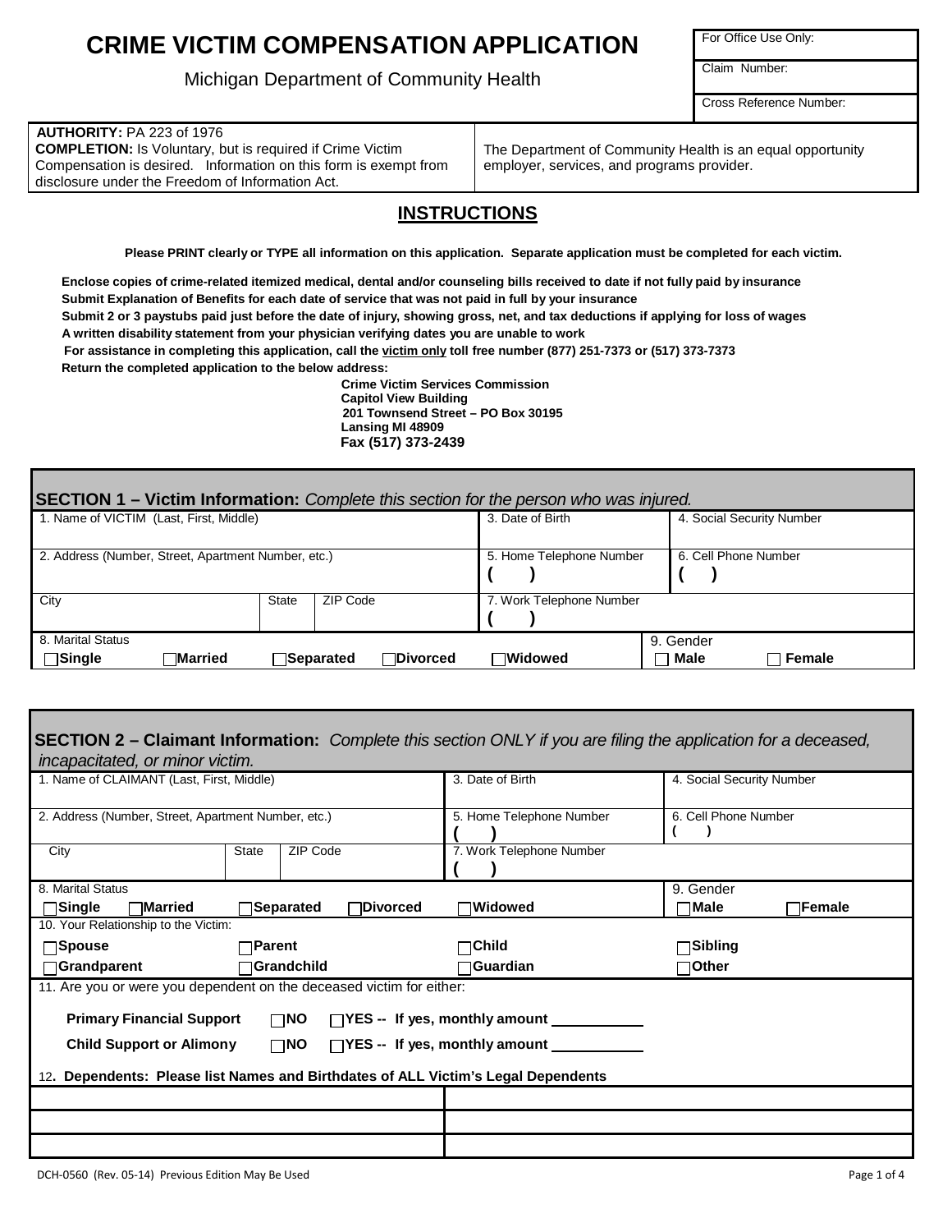# CRIME VICTIM COMPENSATION APPLICATION

Michigan Department of Community Health

| For Office Use Only: |
| --- |
| Claim Number: |
| Cross Reference Number: |

| **AUTHORITY:** PA 223 of 1976 **COMPLETION:** Is Voluntary, but is required if Crime Victim Compensation is desired. Information on this form is exempt from disclosure under the Freedom of Information Act. | The Department of Community Health is an equal opportunity employer, services, and programs provider. |
| --- | --- |

## INSTRUCTIONS

**Please PRINT clearly or TYPE all information on this application. Separate application must be completed for each victim.**

**Enclose copies of crime-related itemized medical, dental and/or counseling bills received to date if not fully paid by insurance**
**Submit Explanation of Benefits for each date of service that was not paid in full by your insurance**
**Submit 2 or 3 paystubs paid just before the date of injury, showing gross, net, and tax deductions if applying for loss of wages**
**A written disability statement from your physician verifying dates you are unable to work**
**For assistance in completing this application, call the victim only toll free number (877) 251-7373 or (517) 373-7373**
**Return the completed application to the below address:**

**Crime Victim Services Commission**
**Capitol View Building**
**201 Townsend Street – PO Box 30195**
**Lansing MI 48909**
**Fax (517) 373-2439**

## SECTION 1 – Victim Information: *Complete this section for the person who was injured.*

| 1. Name of VICTIM (Last, First, Middle) | | | 3. Date of Birth | 4. Social Security Number |
| --- | --- | --- | --- | --- |
| 2. Address (Number, Street, Apartment Number, etc.) | | | 5. Home Telephone Number ( ) | 6. Cell Phone Number ( ) |
| City | State | ZIP Code | 7. Work Telephone Number ( ) | |
| 8. Marital Status ☐**Single** ☐**Married** ☐**Separated** ☐**Divorced** ☐**Widowed** | | | | 9. Gender ☐ **Male** ☐ **Female** |

## SECTION 2 – Claimant Information: *Complete this section ONLY if you are filing the application for a deceased, incapacitated, or minor victim.*

| 1. Name of CLAIMANT (Last, First, Middle) | | | 3. Date of Birth | 4. Social Security Number |
| --- | --- | --- | --- | --- |
| 2. Address (Number, Street, Apartment Number, etc.) | | | 5. Home Telephone Number ( ) | 6. Cell Phone Number ( ) |
| City | State | ZIP Code | 7. Work Telephone Number ( ) | |
| 8. Marital Status ☐**Single** ☐**Married** ☐**Separated** ☐**Divorced** ☐**Widowed** | | | | 9. Gender ☐**Male** ☐**Female** |
| 10. Your Relationship to the Victim: ☐**Spouse** ☐**Parent** ☐**Child** ☐**Sibling** ☐**Grandparent** ☐**Grandchild** ☐**Guardian** ☐**Other** | | | | |

11. Are you or were you dependent on the deceased victim for either:

**Primary Financial Support** ☐**NO** ☐**YES -- If yes, monthly amount** ___________

**Child Support or Alimony** ☐**NO** ☐**YES -- If yes, monthly amount** ___________

12. **Dependents: Please list Names and Birthdates of ALL Victim's Legal Dependents**

| | |
| --- | --- |
| | |
| | |
| | |

DCH-0560 (Rev. 05-14) Previous Edition May Be Used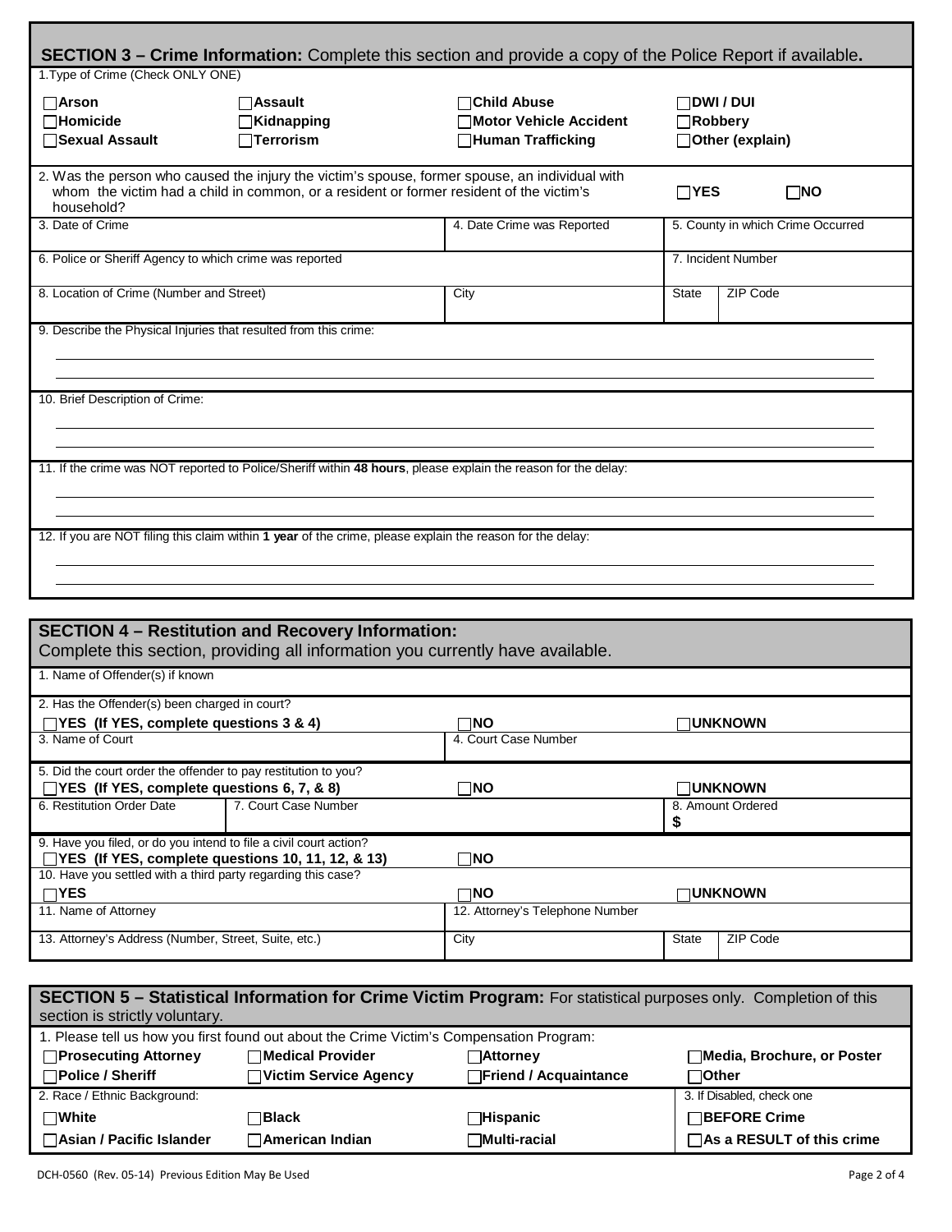## SECTION 3 – Crime Information: Complete this section and provide a copy of the Police Report if available.

1. Type of Crime (Check ONLY ONE)

| | | | |
|---|---|---|---|
| ☐ **Arson** | ☐ **Assault** | ☐ **Child Abuse** | ☐ **DWI / DUI** |
| ☐ **Homicide** | ☐ **Kidnapping** | ☐ **Motor Vehicle Accident** | ☐ **Robbery** |
| ☐ **Sexual Assault** | ☐ **Terrorism** | ☐ **Human Trafficking** | ☐ **Other (explain)** |

2. Was the person who caused the injury the victim's spouse, former spouse, an individual with whom the victim had a child in common, or a resident or former resident of the victim's household? ☐ **YES** ☐ **NO**

| 3. Date of Crime | 4. Date Crime was Reported | 5. County in which Crime Occurred | |
|---|---|---|---|
| 6. Police or Sheriff Agency to which crime was reported | | 7. Incident Number | |
| 8. Location of Crime (Number and Street) | City | State | ZIP Code |

9. Describe the Physical Injuries that resulted from this crime:

10. Brief Description of Crime:

11. If the crime was NOT reported to Police/Sheriff within **48 hours**, please explain the reason for the delay:

12. If you are NOT filing this claim within **1 year** of the crime, please explain the reason for the delay:

## SECTION 4 – Restitution and Recovery Information:

Complete this section, providing all information you currently have available.

1. Name of Offender(s) if known

2. Has the Offender(s) been charged in court?

☐ **YES (If YES, complete questions 3 & 4)** ☐ **NO** ☐ **UNKNOWN**

| 3. Name of Court | 4. Court Case Number |
|---|---|

5. Did the court order the offender to pay restitution to you?

☐ **YES (If YES, complete questions 6, 7, & 8)** ☐ **NO** ☐ **UNKNOWN**

| 6. Restitution Order Date | 7. Court Case Number | 8. Amount Ordered $ |
|---|---|---|

9. Have you filed, or do you intend to file a civil court action?

☐ **YES (If YES, complete questions 10, 11, 12, & 13)** ☐ **NO**

10. Have you settled with a third party regarding this case?

☐ **YES** ☐ **NO** ☐ **UNKNOWN**

| 11. Name of Attorney | 12. Attorney's Telephone Number | | |
|---|---|---|---|
| 13. Attorney's Address (Number, Street, Suite, etc.) | City | State | ZIP Code |

## SECTION 5 – Statistical Information for Crime Victim Program: For statistical purposes only. Completion of this section is strictly voluntary.

1. Please tell us how you first found out about the Crime Victim's Compensation Program:

| | | | |
|---|---|---|---|
| ☐ **Prosecuting Attorney** | ☐ **Medical Provider** | ☐ **Attorney** | ☐ **Media, Brochure, or Poster** |
| ☐ **Police / Sheriff** | ☐ **Victim Service Agency** | ☐ **Friend / Acquaintance** | ☐ **Other** |

| 2. Race / Ethnic Background: | | | 3. If Disabled, check one |
|---|---|---|---|
| ☐ **White** | ☐ **Black** | ☐ **Hispanic** | ☐ **BEFORE Crime** |
| ☐ **Asian / Pacific Islander** | ☐ **American Indian** | ☐ **Multi-racial** | ☐ **As a RESULT of this crime** |

DCH-0560 (Rev. 05-14) Previous Edition May Be Used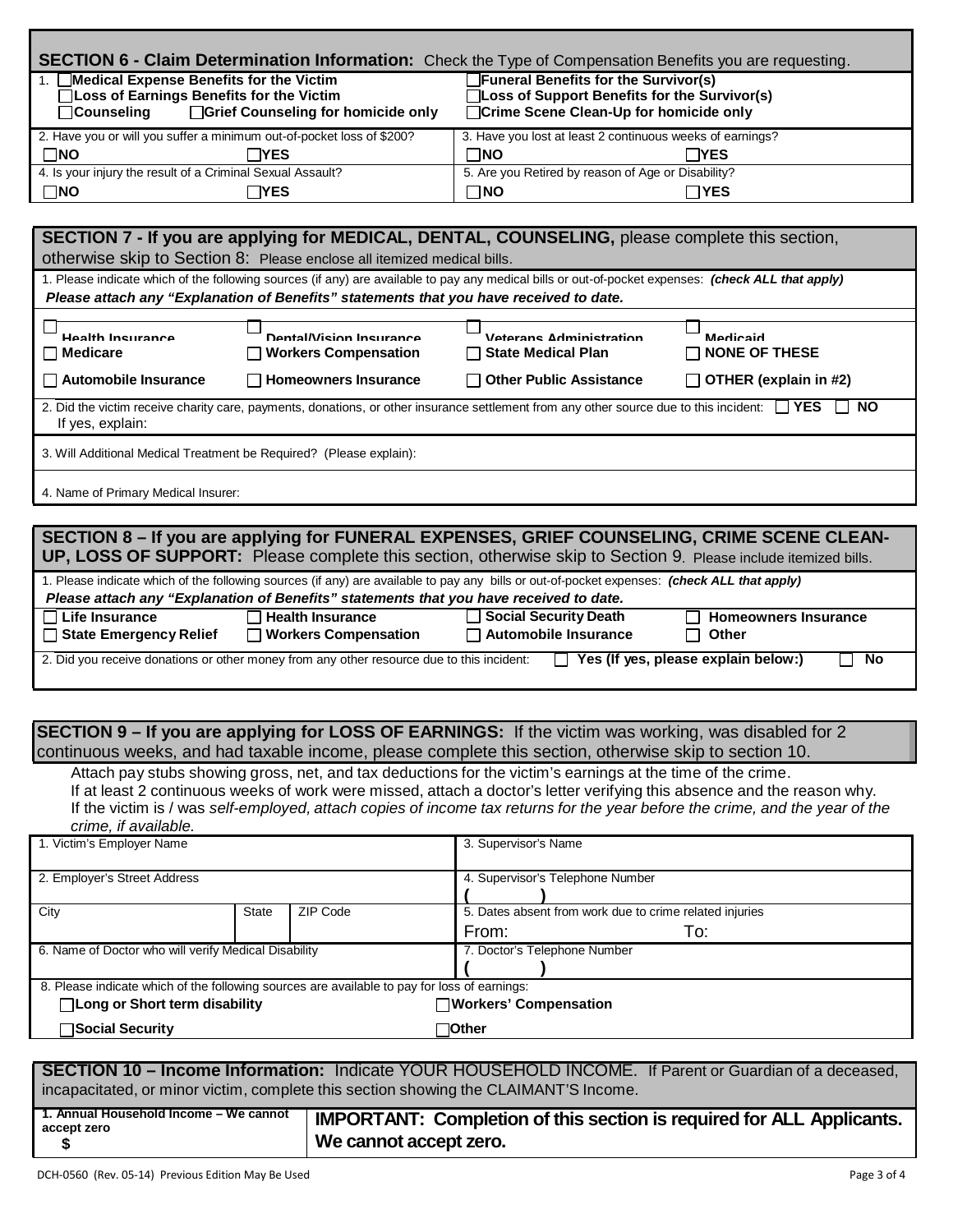**SECTION 6 - Claim Determination Information:** Check the Type of Compensation Benefits you are requesting.

| | |
|---|---|
| 1. ☐ **Medical Expense Benefits for the Victim**<br>☐ **Loss of Earnings Benefits for the Victim**<br>☐ **Counseling** ☐ **Grief Counseling for homicide only** | ☐ **Funeral Benefits for the Survivor(s)**<br>☐ **Loss of Support Benefits for the Survivor(s)**<br>☐ **Crime Scene Clean-Up for homicide only** |
| 2. Have you or will you suffer a minimum out-of-pocket loss of $200?<br>☐ **NO** ☐ **YES** | 3. Have you lost at least 2 continuous weeks of earnings?<br>☐ **NO** ☐ **YES** |
| 4. Is your injury the result of a Criminal Sexual Assault?<br>☐ **NO** ☐ **YES** | 5. Are you Retired by reason of Age or Disability?<br>☐ **NO** ☐ **YES** |

**SECTION 7 - If you are applying for MEDICAL, DENTAL, COUNSELING,** please complete this section, otherwise skip to Section 8: Please enclose all itemized medical bills.

1. Please indicate which of the following sources (if any) are available to pay any medical bills or out-of-pocket expenses: ***(check ALL that apply)***
***Please attach any "Explanation of Benefits" statements that you have received to date.***

| | | | |
|---|---|---|---|
| ☐ **Health Insurance** | ☐ **Dental/Vision Insurance** | ☐ **Veterans Administration** | ☐ **Medicaid** |
| ☐ **Medicare** | ☐ **Workers Compensation** | ☐ **State Medical Plan** | ☐ **NONE OF THESE** |
| ☐ **Automobile Insurance** | ☐ **Homeowners Insurance** | ☐ **Other Public Assistance** | ☐ **OTHER (explain in #2)** |

2. Did the victim receive charity care, payments, donations, or other insurance settlement from any other source due to this incident: ☐ **YES** ☐ **NO**
If yes, explain:

3. Will Additional Medical Treatment be Required? (Please explain):

4. Name of Primary Medical Insurer:

**SECTION 8 – If you are applying for FUNERAL EXPENSES, GRIEF COUNSELING, CRIME SCENE CLEAN-UP, LOSS OF SUPPORT:** Please complete this section, otherwise skip to Section 9. Please include itemized bills.

1. Please indicate which of the following sources (if any) are available to pay any bills or out-of-pocket expenses: ***(check ALL that apply)***
***Please attach any "Explanation of Benefits" statements that you have received to date.***

| | | | |
|---|---|---|---|
| ☐ **Life Insurance** | ☐ **Health Insurance** | ☐ **Social Security Death** | ☐ **Homeowners Insurance** |
| ☐ **State Emergency Relief** | ☐ **Workers Compensation** | ☐ **Automobile Insurance** | ☐ **Other** |

2. Did you receive donations or other money from any other resource due to this incident: ☐ **Yes (If yes, please explain below:)** ☐ **No**

**SECTION 9 – If you are applying for LOSS OF EARNINGS:** If the victim was working, was disabled for 2 continuous weeks, and had taxable income, please complete this section, otherwise skip to section 10.

Attach pay stubs showing gross, net, and tax deductions for the victim's earnings at the time of the crime.
If at least 2 continuous weeks of work were missed, attach a doctor's letter verifying this absence and the reason why.
If the victim is / was *self-employed, attach copies of income tax returns for the year before the crime, and the year of the crime, if available.*

| | | | |
|---|---|---|---|
| 1. Victim's Employer Name | | | 3. Supervisor's Name |
| 2. Employer's Street Address | | | 4. Supervisor's Telephone Number<br>( ) |
| City | State | ZIP Code | 5. Dates absent from work due to crime related injuries<br>From: To: |
| 6. Name of Doctor who will verify Medical Disability | | | 7. Doctor's Telephone Number<br>( ) |

8. Please indicate which of the following sources are available to pay for loss of earnings:

☐ **Long or Short term disability** ☐ **Workers' Compensation**
☐ **Social Security** ☐ **Other**

**SECTION 10 – Income Information:** Indicate YOUR HOUSEHOLD INCOME. If Parent or Guardian of a deceased, incapacitated, or minor victim, complete this section showing the CLAIMANT'S Income.

| | |
|---|---|
| **1. Annual Household Income – We cannot accept zero**<br>**$** | **IMPORTANT: Completion of this section is required for ALL Applicants. We cannot accept zero.** |

DCH-0560 (Rev. 05-14) Previous Edition May Be Used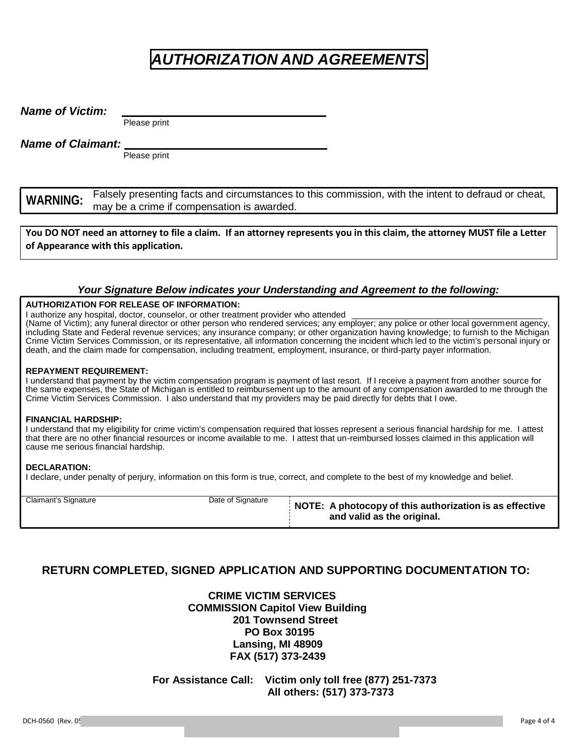# *AUTHORIZATION AND AGREEMENTS*

***Name of Victim:*** ________________________________
Please print

***Name of Claimant:*** ________________________________
Please print

**WARNING:** Falsely presenting facts and circumstances to this commission, with the intent to defraud or cheat, may be a crime if compensation is awarded.

**You DO NOT need an attorney to file a claim. If an attorney represents you in this claim, the attorney MUST file a Letter of Appearance with this application.**

***Your Signature Below indicates your Understanding and Agreement to the following:***

**AUTHORIZATION FOR RELEASE OF INFORMATION:**
I authorize any hospital, doctor, counselor, or other treatment provider who attended ________________________________ (Name of Victim); any funeral director or other person who rendered services; any employer; any police or other local government agency, including State and Federal revenue services; any insurance company; or other organization having knowledge; to furnish to the Michigan Crime Victim Services Commission, or its representative, all information concerning the incident which led to the victim's personal injury or death, and the claim made for compensation, including treatment, employment, insurance, or third-party payer information.

**REPAYMENT REQUIREMENT:**
I understand that payment by the victim compensation program is payment of last resort. If I receive a payment from another source for the same expenses, the State of Michigan is entitled to reimbursement up to the amount of any compensation awarded to me through the Crime Victim Services Commission. I also understand that my providers may be paid directly for debts that I owe.

**FINANCIAL HARDSHIP:**
I understand that my eligibility for crime victim's compensation required that losses represent a serious financial hardship for me. I attest that there are no other financial resources or income available to me. I attest that un-reimbursed losses claimed in this application will cause me serious financial hardship.

**DECLARATION:**
I declare, under penalty of perjury, information on this form is true, correct, and complete to the best of my knowledge and belief.

| Claimant's Signature | Date of Signature | **NOTE: A photocopy of this authorization is as effective and valid as the original.** |
| --- | --- | --- |
| | | |

## RETURN COMPLETED, SIGNED APPLICATION AND SUPPORTING DOCUMENTATION TO:

**CRIME VICTIM SERVICES**
**COMMISSION Capitol View Building**
**201 Townsend Street**
**PO Box 30195**
**Lansing, MI 48909**
**FAX (517) 373-2439**

**For Assistance Call: Victim only toll free (877) 251-7373**
**All others: (517) 373-7373**

DCH-0560 (Rev. 05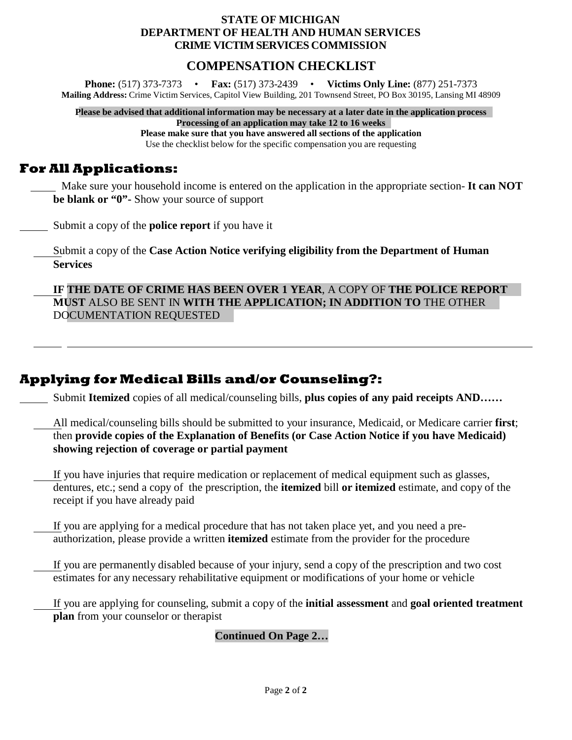**STATE OF MICHIGAN**
**DEPARTMENT OF HEALTH AND HUMAN SERVICES**
**CRIME VICTIM SERVICES COMMISSION**

## COMPENSATION CHECKLIST

**Phone:** (517) 373-7373 • **Fax:** (517) 373-2439 • **Victims Only Line:** (877) 251-7373
**Mailing Address:** Crime Victim Services, Capitol View Building, 201 Townsend Street, PO Box 30195, Lansing MI 48909

**Please be advised that additional information may be necessary at a later date in the application process**
**Processing of an application may take 12 to 16 weeks**
**Please make sure that you have answered all sections of the application**
Use the checklist below for the specific compensation you are requesting

## For All Applications:

_____ Make sure your household income is entered on the application in the appropriate section- **It can NOT be blank or "0"-** Show your source of support

_____ Submit a copy of the **police report** if you have it

_____ Submit a copy of the **Case Action Notice verifying eligibility from the Department of Human Services**

_____ **IF THE DATE OF CRIME HAS BEEN OVER 1 YEAR**, A COPY OF **THE POLICE REPORT MUST** ALSO BE SENT IN **WITH THE APPLICATION; IN ADDITION TO** THE OTHER DOCUMENTATION REQUESTED

_____ ________________________________________________________________________

## Applying for Medical Bills and/or Counseling?:

_____ Submit **Itemized** copies of all medical/counseling bills, **plus copies of any paid receipts AND……**

_____ All medical/counseling bills should be submitted to your insurance, Medicaid, or Medicare carrier **first**; then **provide copies of the Explanation of Benefits (or Case Action Notice if you have Medicaid) showing rejection of coverage or partial payment**

_____ If you have injuries that require medication or replacement of medical equipment such as glasses, dentures, etc.; send a copy of the prescription, the **itemized** bill **or itemized** estimate, and copy of the receipt if you have already paid

_____ If you are applying for a medical procedure that has not taken place yet, and you need a pre-authorization, please provide a written **itemized** estimate from the provider for the procedure

_____ If you are permanently disabled because of your injury, send a copy of the prescription and two cost estimates for any necessary rehabilitative equipment or modifications of your home or vehicle

_____ If you are applying for counseling, submit a copy of the **initial assessment** and **goal oriented treatment plan** from your counselor or therapist

**Continued On Page 2…**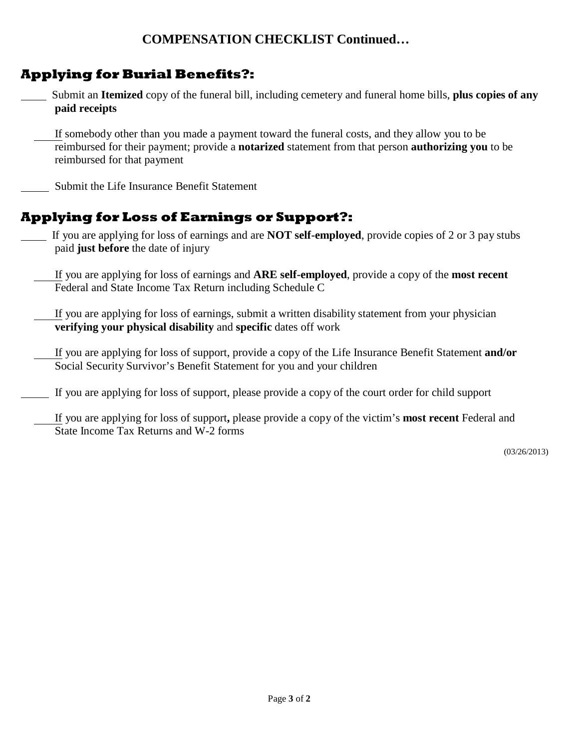## COMPENSATION CHECKLIST Continued…

### Applying for Burial Benefits?:

_____ Submit an **Itemized** copy of the funeral bill, including cemetery and funeral home bills, **plus copies of any paid receipts**

_____ If somebody other than you made a payment toward the funeral costs, and they allow you to be reimbursed for their payment; provide a **notarized** statement from that person **authorizing you** to be reimbursed for that payment

_____ Submit the Life Insurance Benefit Statement

### Applying for Loss of Earnings or Support?:

_____ If you are applying for loss of earnings and are **NOT self-employed**, provide copies of 2 or 3 pay stubs paid **just before** the date of injury

_____ If you are applying for loss of earnings and **ARE self-employed**, provide a copy of the **most recent** Federal and State Income Tax Return including Schedule C

_____ If you are applying for loss of earnings, submit a written disability statement from your physician **verifying your physical disability** and **specific** dates off work

_____ If you are applying for loss of support, provide a copy of the Life Insurance Benefit Statement **and/or** Social Security Survivor's Benefit Statement for you and your children

_____ If you are applying for loss of support, please provide a copy of the court order for child support

_____ If you are applying for loss of support**,** please provide a copy of the victim's **most recent** Federal and State Income Tax Returns and W-2 forms

(03/26/2013)